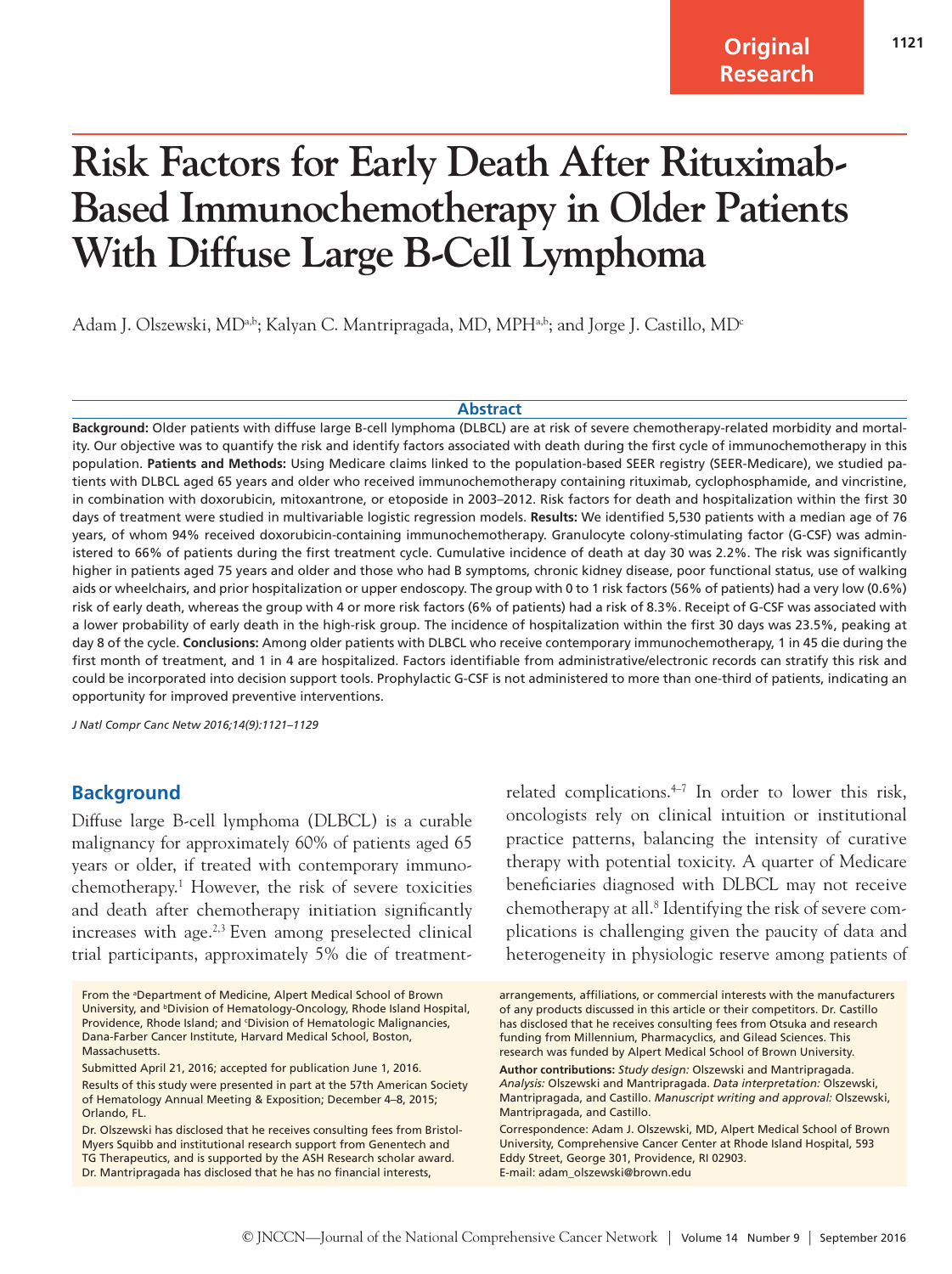Original Research

# Risk Factors for Early Death After Rituximab-Based Immunochemotherapy in Older Patients With Diffuse Large B-Cell Lymphoma

Adam J. Olszewski, MD[a,b]; Kalyan C. Mantripragada, MD, MPH[a,b]; and Jorge J. Castillo, MD[c]

## Abstract

**Background:** Older patients with diffuse large B-cell lymphoma (DLBCL) are at risk of severe chemotherapy-related morbidity and mortality. Our objective was to quantify the risk and identify factors associated with death during the first cycle of immunochemotherapy in this population. **Patients and Methods:** Using Medicare claims linked to the population-based SEER registry (SEER-Medicare), we studied patients with DLBCL aged 65 years and older who received immunochemotherapy containing rituximab, cyclophosphamide, and vincristine, in combination with doxorubicin, mitoxantrone, or etoposide in 2003–2012. Risk factors for death and hospitalization within the first 30 days of treatment were studied in multivariable logistic regression models. **Results:** We identified 5,530 patients with a median age of 76 years, of whom 94% received doxorubicin-containing immunochemotherapy. Granulocyte colony-stimulating factor (G-CSF) was administered to 66% of patients during the first treatment cycle. Cumulative incidence of death at day 30 was 2.2%. The risk was significantly higher in patients aged 75 years and older and those who had B symptoms, chronic kidney disease, poor functional status, use of walking aids or wheelchairs, and prior hospitalization or upper endoscopy. The group with 0 to 1 risk factors (56% of patients) had a very low (0.6%) risk of early death, whereas the group with 4 or more risk factors (6% of patients) had a risk of 8.3%. Receipt of G-CSF was associated with a lower probability of early death in the high-risk group. The incidence of hospitalization within the first 30 days was 23.5%, peaking at day 8 of the cycle. **Conclusions:** Among older patients with DLBCL who receive contemporary immunochemotherapy, 1 in 45 die during the first month of treatment, and 1 in 4 are hospitalized. Factors identifiable from administrative/electronic records can stratify this risk and could be incorporated into decision support tools. Prophylactic G-CSF is not administered to more than one-third of patients, indicating an opportunity for improved preventive interventions.

*J Natl Compr Canc Netw 2016;14(9):1121–1129*

## Background

Diffuse large B-cell lymphoma (DLBCL) is a curable malignancy for approximately 60% of patients aged 65 years or older, if treated with contemporary immunochemotherapy.[1] However, the risk of severe toxicities and death after chemotherapy initiation significantly increases with age.[2,3] Even among preselected clinical trial participants, approximately 5% die of treatment-related complications.[4–7] In order to lower this risk, oncologists rely on clinical intuition or institutional practice patterns, balancing the intensity of curative therapy with potential toxicity. A quarter of Medicare beneficiaries diagnosed with DLBCL may not receive chemotherapy at all.[8] Identifying the risk of severe complications is challenging given the paucity of data and heterogeneity in physiologic reserve among patients of

From the [a]Department of Medicine, Alpert Medical School of Brown University, and [b]Division of Hematology-Oncology, Rhode Island Hospital, Providence, Rhode Island; and [c]Division of Hematologic Malignancies, Dana-Farber Cancer Institute, Harvard Medical School, Boston, Massachusetts.

Submitted April 21, 2016; accepted for publication June 1, 2016.

Results of this study were presented in part at the 57th American Society of Hematology Annual Meeting & Exposition; December 4–8, 2015; Orlando, FL.

Dr. Olszewski has disclosed that he receives consulting fees from Bristol-Myers Squibb and institutional research support from Genentech and TG Therapeutics, and is supported by the ASH Research scholar award. Dr. Mantripragada has disclosed that he has no financial interests, arrangements, affiliations, or commercial interests with the manufacturers of any products discussed in this article or their competitors. Dr. Castillo has disclosed that he receives consulting fees from Otsuka and research funding from Millennium, Pharmacyclics, and Gilead Sciences. This research was funded by Alpert Medical School of Brown University.

**Author contributions:** *Study design:* Olszewski and Mantripragada. *Analysis:* Olszewski and Mantripragada. *Data interpretation:* Olszewski, Mantripragada, and Castillo. *Manuscript writing and approval:* Olszewski, Mantripragada, and Castillo.

Correspondence: Adam J. Olszewski, MD, Alpert Medical School of Brown University, Comprehensive Cancer Center at Rhode Island Hospital, 593 Eddy Street, George 301, Providence, RI 02903. E-mail: adam_olszewski@brown.edu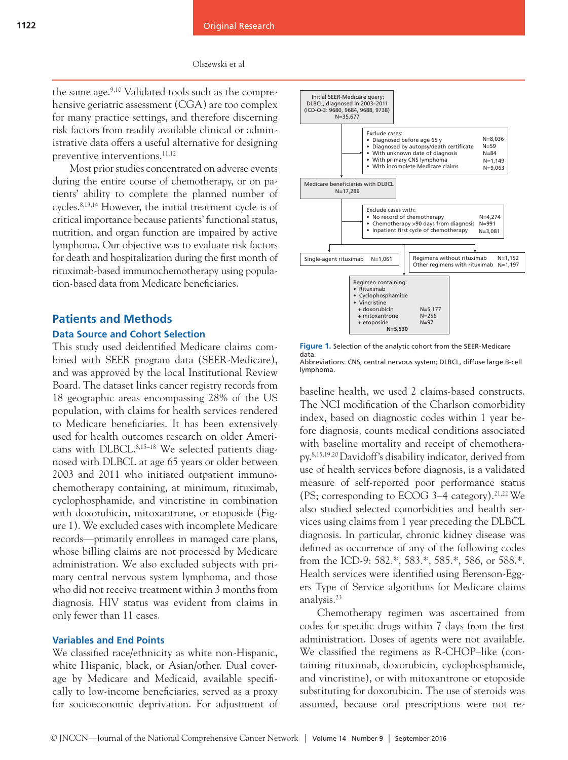the same age.[9,10] Validated tools such as the comprehensive geriatric assessment (CGA) are too complex for many practice settings, and therefore discerning risk factors from readily available clinical or administrative data offers a useful alternative for designing preventive interventions.[11,12]

Most prior studies concentrated on adverse events during the entire course of chemotherapy, or on patients' ability to complete the planned number of cycles.[8,13,14] However, the initial treatment cycle is of critical importance because patients' functional status, nutrition, and organ function are impaired by active lymphoma. Our objective was to evaluate risk factors for death and hospitalization during the first month of rituximab-based immunochemotherapy using population-based data from Medicare beneficiaries.

## Patients and Methods

### Data Source and Cohort Selection

This study used deidentified Medicare claims combined with SEER program data (SEER-Medicare), and was approved by the local Institutional Review Board. The dataset links cancer registry records from 18 geographic areas encompassing 28% of the US population, with claims for health services rendered to Medicare beneficiaries. It has been extensively used for health outcomes research on older Americans with DLBCL.[8,15–18] We selected patients diagnosed with DLBCL at age 65 years or older between 2003 and 2011 who initiated outpatient immunochemotherapy containing, at minimum, rituximab, cyclophosphamide, and vincristine in combination with doxorubicin, mitoxantrone, or etoposide (Figure 1). We excluded cases with incomplete Medicare records—primarily enrollees in managed care plans, whose billing claims are not processed by Medicare administration. We also excluded subjects with primary central nervous system lymphoma, and those who did not receive treatment within 3 months from diagnosis. HIV status was evident from claims in only fewer than 11 cases.

### Variables and End Points

We classified race/ethnicity as white non-Hispanic, white Hispanic, black, or Asian/other. Dual coverage by Medicare and Medicaid, available specifically to low-income beneficiaries, served as a proxy for socioeconomic deprivation. For adjustment of baseline health, we used 2 claims-based constructs. The NCI modification of the Charlson comorbidity index, based on diagnostic codes within 1 year before diagnosis, counts medical conditions associated with baseline mortality and receipt of chemotherapy.[8,15,19,20] Davidoff's disability indicator, derived from use of health services before diagnosis, is a validated measure of self-reported poor performance status (PS; corresponding to ECOG 3–4 category).[21,22] We also studied selected comorbidities and health services using claims from 1 year preceding the DLBCL diagnosis. In particular, chronic kidney disease was defined as occurrence of any of the following codes from the ICD-9: 582.*, 583.*, 585.*, 586, or 588.*. Health services were identified using Berenson-Eggers Type of Service algorithms for Medicare claims analysis.[23]

Chemotherapy regimen was ascertained from codes for specific drugs within 7 days from the first administration. Doses of agents were not available. We classified the regimens as R-CHOP–like (containing rituximab, doxorubicin, cyclophosphamide, and vincristine), or with mitoxantrone or etoposide substituting for doxorubicin. The use of steroids was assumed, because oral prescriptions were not re-

Initial SEER-Medicare query: DLBCL, diagnosed in 2003–2011 (ICD-O-3: 9680, 9684, 9688, 9738) N=35,677

Exclude cases:
- Diagnosed before age 65 y N=8,036
- Diagnosed by autopsy/death certificate N=59
- With unknown date of diagnosis N=84
- With primary CNS lymphoma N=1,149
- With incomplete Medicare claims N=9,063

Medicare beneficiaries with DLBCL N=17,286

Exclude cases with:
- No record of chemotherapy N=4,274
- Chemotherapy >90 days from diagnosis N=991
- Inpatient first cycle of chemotherapy N=3,081

Single-agent rituximab N=1,061

Regimens without rituximab N=1,152
Other regimens with rituximab N=1,197

Regimen containing:
- Rituximab
- Cyclophosphamide
- Vincristine
  - + doxorubicin N=5,177
  - + mitoxantrone N=256
  - + etoposide N=97

N=5,530

**Figure 1.** Selection of the analytic cohort from the SEER-Medicare data.
Abbreviations: CNS, central nervous system; DLBCL, diffuse large B-cell lymphoma.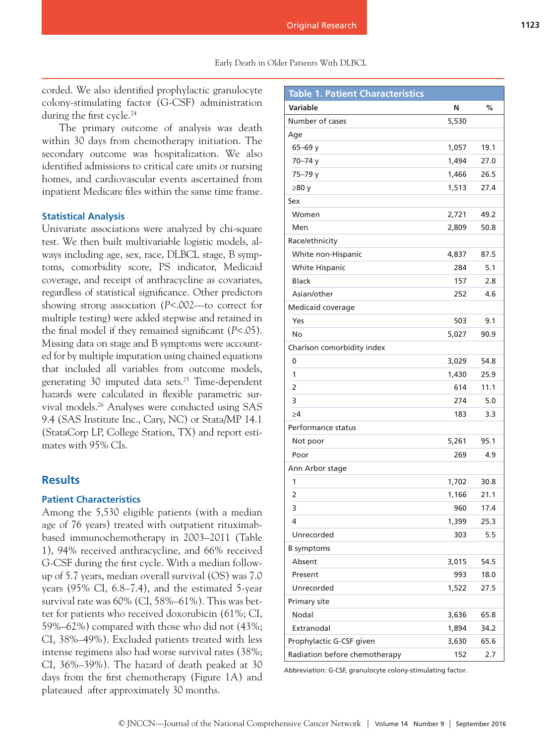corded. We also identified prophylactic granulocyte colony-stimulating factor (G-CSF) administration during the first cycle.[24]

The primary outcome of analysis was death within 30 days from chemotherapy initiation. The secondary outcome was hospitalization. We also identified admissions to critical care units or nursing homes, and cardiovascular events ascertained from inpatient Medicare files within the same time frame.

### Statistical Analysis

Univariate associations were analyzed by chi-square test. We then built multivariable logistic models, always including age, sex, race, DLBCL stage, B symptoms, comorbidity score, PS indicator, Medicaid coverage, and receipt of anthracycline as covariates, regardless of statistical significance. Other predictors showing strong association ($P<.002$—to correct for multiple testing) were added stepwise and retained in the final model if they remained significant ($P<.05$). Missing data on stage and B symptoms were accounted for by multiple imputation using chained equations that included all variables from outcome models, generating 30 imputed data sets.[25] Time-dependent hazards were calculated in flexible parametric survival models.[26] Analyses were conducted using SAS 9.4 (SAS Institute Inc., Cary, NC) or Stata/MP 14.1 (StataCorp LP, College Station, TX) and report estimates with 95% CIs.

## Results

### Patient Characteristics

Among the 5,530 eligible patients (with a median age of 76 years) treated with outpatient rituximab-based immunochemotherapy in 2003–2011 (Table 1), 94% received anthracycline, and 66% received G-CSF during the first cycle. With a median follow-up of 5.7 years, median overall survival (OS) was 7.0 years (95% CI, 6.8–7.4), and the estimated 5-year survival rate was 60% (CI, 58%–61%). This was better for patients who received doxorubicin (61%; CI, 59%–62%) compared with those who did not (43%; CI, 38%–49%). Excluded patients treated with less intense regimens also had worse survival rates (38%; CI, 36%–39%). The hazard of death peaked at 30 days from the first chemotherapy (Figure 1A) and plateaued after approximately 30 months.

**Table 1. Patient Characteristics**

| Variable | N | % |
|---|---|---|
| Number of cases | 5,530 | |
| Age | | |
| 65–69 y | 1,057 | 19.1 |
| 70–74 y | 1,494 | 27.0 |
| 75–79 y | 1,466 | 26.5 |
| ≥80 y | 1,513 | 27.4 |
| Sex | | |
| Women | 2,721 | 49.2 |
| Men | 2,809 | 50.8 |
| Race/ethnicity | | |
| White non-Hispanic | 4,837 | 87.5 |
| White Hispanic | 284 | 5.1 |
| Black | 157 | 2.8 |
| Asian/other | 252 | 4.6 |
| Medicaid coverage | | |
| Yes | 503 | 9.1 |
| No | 5,027 | 90.9 |
| Charlson comorbidity index | | |
| 0 | 3,029 | 54.8 |
| 1 | 1,430 | 25.9 |
| 2 | 614 | 11.1 |
| 3 | 274 | 5.0 |
| ≥4 | 183 | 3.3 |
| Performance status | | |
| Not poor | 5,261 | 95.1 |
| Poor | 269 | 4.9 |
| Ann Arbor stage | | |
| 1 | 1,702 | 30.8 |
| 2 | 1,166 | 21.1 |
| 3 | 960 | 17.4 |
| 4 | 1,399 | 25.3 |
| Unrecorded | 303 | 5.5 |
| B symptoms | | |
| Absent | 3,015 | 54.5 |
| Present | 993 | 18.0 |
| Unrecorded | 1,522 | 27.5 |
| Primary site | | |
| Nodal | 3,636 | 65.8 |
| Extranodal | 1,894 | 34.2 |
| Prophylactic G-CSF given | 3,630 | 65.6 |
| Radiation before chemotherapy | 152 | 2.7 |

Abbreviation: G-CSF, granulocyte colony-stimulating factor.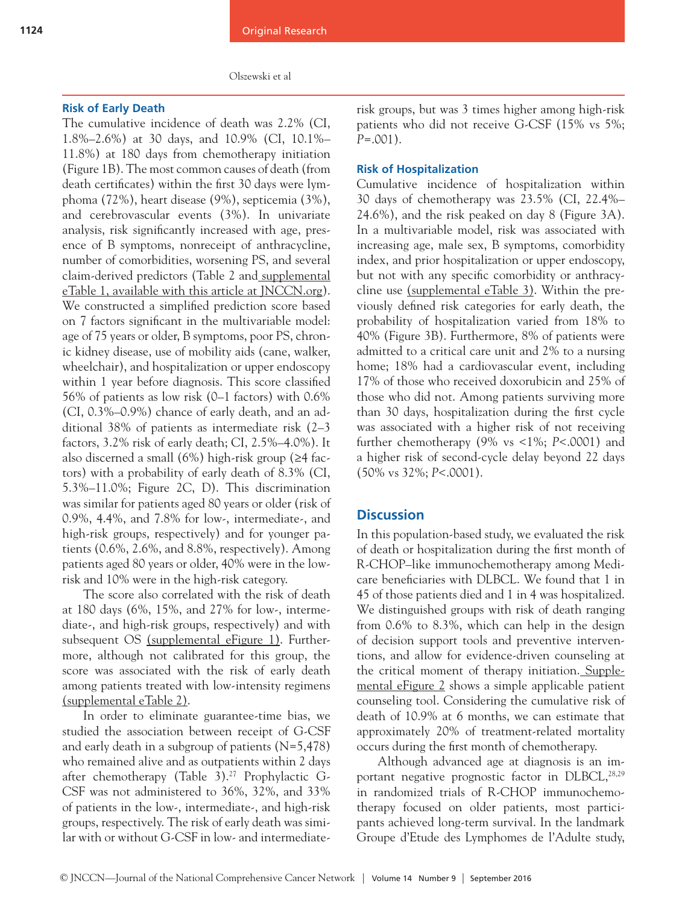### Risk of Early Death

The cumulative incidence of death was 2.2% (CI, 1.8%–2.6%) at 30 days, and 10.9% (CI, 10.1%–11.8%) at 180 days from chemotherapy initiation (Figure 1B). The most common causes of death (from death certificates) within the first 30 days were lymphoma (72%), heart disease (9%), septicemia (3%), and cerebrovascular events (3%). In univariate analysis, risk significantly increased with age, presence of B symptoms, nonreceipt of anthracycline, number of comorbidities, worsening PS, and several claim-derived predictors (Table 2 and supplemental eTable 1, available with this article at JNCCN.org). We constructed a simplified prediction score based on 7 factors significant in the multivariable model: age of 75 years or older, B symptoms, poor PS, chronic kidney disease, use of mobility aids (cane, walker, wheelchair), and hospitalization or upper endoscopy within 1 year before diagnosis. This score classified 56% of patients as low risk (0–1 factors) with 0.6% (CI, 0.3%–0.9%) chance of early death, and an additional 38% of patients as intermediate risk (2–3 factors, 3.2% risk of early death; CI, 2.5%–4.0%). It also discerned a small (6%) high-risk group (≥4 factors) with a probability of early death of 8.3% (CI, 5.3%–11.0%; Figure 2C, D). This discrimination was similar for patients aged 80 years or older (risk of 0.9%, 4.4%, and 7.8% for low-, intermediate-, and high-risk groups, respectively) and for younger patients (0.6%, 2.6%, and 8.8%, respectively). Among patients aged 80 years or older, 40% were in the low-risk and 10% were in the high-risk category.

The score also correlated with the risk of death at 180 days (6%, 15%, and 27% for low-, intermediate-, and high-risk groups, respectively) and with subsequent OS (supplemental eFigure 1). Furthermore, although not calibrated for this group, the score was associated with the risk of early death among patients treated with low-intensity regimens (supplemental eTable 2).

In order to eliminate guarantee-time bias, we studied the association between receipt of G-CSF and early death in a subgroup of patients (N=5,478) who remained alive and as outpatients within 2 days after chemotherapy (Table 3).[27] Prophylactic G-CSF was not administered to 36%, 32%, and 33% of patients in the low-, intermediate-, and high-risk groups, respectively. The risk of early death was similar with or without G-CSF in low- and intermediate-risk groups, but was 3 times higher among high-risk patients who did not receive G-CSF (15% vs 5%; *P*=.001).

### Risk of Hospitalization

Cumulative incidence of hospitalization within 30 days of chemotherapy was 23.5% (CI, 22.4%–24.6%), and the risk peaked on day 8 (Figure 3A). In a multivariable model, risk was associated with increasing age, male sex, B symptoms, comorbidity index, and prior hospitalization or upper endoscopy, but not with any specific comorbidity or anthracycline use (supplemental eTable 3). Within the previously defined risk categories for early death, the probability of hospitalization varied from 18% to 40% (Figure 3B). Furthermore, 8% of patients were admitted to a critical care unit and 2% to a nursing home; 18% had a cardiovascular event, including 17% of those who received doxorubicin and 25% of those who did not. Among patients surviving more than 30 days, hospitalization during the first cycle was associated with a higher risk of not receiving further chemotherapy (9% vs <1%; *P*<.0001) and a higher risk of second-cycle delay beyond 22 days (50% vs 32%; *P*<.0001).

## Discussion

In this population-based study, we evaluated the risk of death or hospitalization during the first month of R-CHOP–like immunochemotherapy among Medicare beneficiaries with DLBCL. We found that 1 in 45 of those patients died and 1 in 4 was hospitalized. We distinguished groups with risk of death ranging from 0.6% to 8.3%, which can help in the design of decision support tools and preventive interventions, and allow for evidence-driven counseling at the critical moment of therapy initiation. Supplemental eFigure 2 shows a simple applicable patient counseling tool. Considering the cumulative risk of death of 10.9% at 6 months, we can estimate that approximately 20% of treatment-related mortality occurs during the first month of chemotherapy.

Although advanced age at diagnosis is an important negative prognostic factor in DLBCL,[28,29] in randomized trials of R-CHOP immunochemotherapy focused on older patients, most participants achieved long-term survival. In the landmark Groupe d'Etude des Lymphomes de l'Adulte study,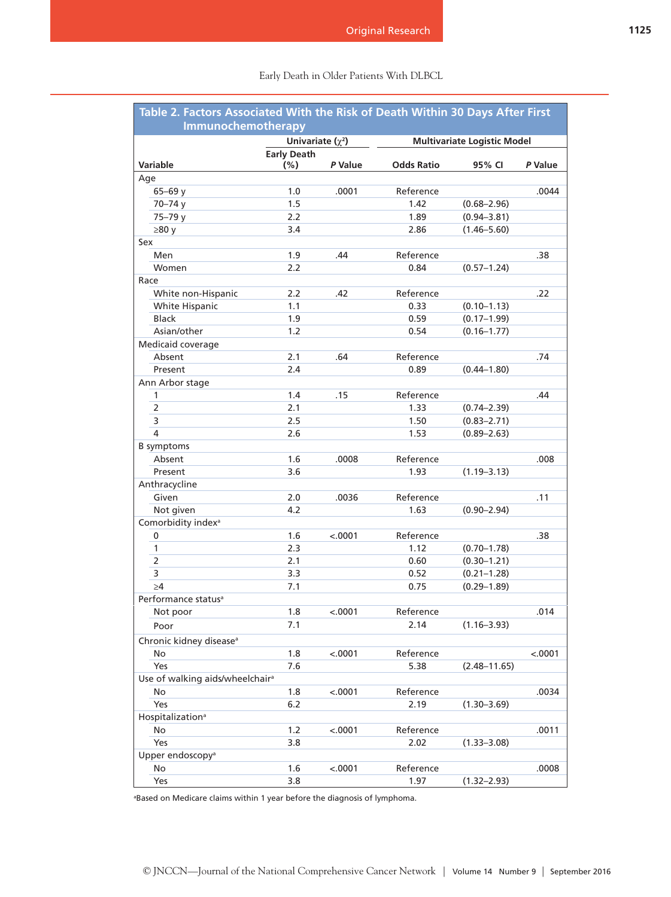**Table 2. Factors Associated With the Risk of Death Within 30 Days After First Immunochemotherapy**

| Variable | Univariate ($\chi^2$) | | Multivariate Logistic Model | | |
|---|---|---|---|---|---|
| | Early Death (%) | *P* Value | Odds Ratio | 95% CI | *P* Value |
| Age | | | | | |
| 65–69 y | 1.0 | .0001 | Reference | | .0044 |
| 70–74 y | 1.5 | | 1.42 | (0.68–2.96) | |
| 75–79 y | 2.2 | | 1.89 | (0.94–3.81) | |
| ≥80 y | 3.4 | | 2.86 | (1.46–5.60) | |
| Sex | | | | | |
| Men | 1.9 | .44 | Reference | | .38 |
| Women | 2.2 | | 0.84 | (0.57–1.24) | |
| Race | | | | | |
| White non-Hispanic | 2.2 | .42 | Reference | | .22 |
| White Hispanic | 1.1 | | 0.33 | (0.10–1.13) | |
| Black | 1.9 | | 0.59 | (0.17–1.99) | |
| Asian/other | 1.2 | | 0.54 | (0.16–1.77) | |
| Medicaid coverage | | | | | |
| Absent | 2.1 | .64 | Reference | | .74 |
| Present | 2.4 | | 0.89 | (0.44–1.80) | |
| Ann Arbor stage | | | | | |
| 1 | 1.4 | .15 | Reference | | .44 |
| 2 | 2.1 | | 1.33 | (0.74–2.39) | |
| 3 | 2.5 | | 1.50 | (0.83–2.71) | |
| 4 | 2.6 | | 1.53 | (0.89–2.63) | |
| B symptoms | | | | | |
| Absent | 1.6 | .0008 | Reference | | .008 |
| Present | 3.6 | | 1.93 | (1.19–3.13) | |
| Anthracycline | | | | | |
| Given | 2.0 | .0036 | Reference | | .11 |
| Not given | 4.2 | | 1.63 | (0.90–2.94) | |
| Comorbidity index[a] | | | | | |
| 0 | 1.6 | <.0001 | Reference | | .38 |
| 1 | 2.3 | | 1.12 | (0.70–1.78) | |
| 2 | 2.1 | | 0.60 | (0.30–1.21) | |
| 3 | 3.3 | | 0.52 | (0.21–1.28) | |
| ≥4 | 7.1 | | 0.75 | (0.29–1.89) | |
| Performance status[a] | | | | | |
| Not poor | 1.8 | <.0001 | Reference | | .014 |
| Poor | 7.1 | | 2.14 | (1.16–3.93) | |
| Chronic kidney disease[a] | | | | | |
| No | 1.8 | <.0001 | Reference | | <.0001 |
| Yes | 7.6 | | 5.38 | (2.48–11.65) | |
| Use of walking aids/wheelchair[a] | | | | | |
| No | 1.8 | <.0001 | Reference | | .0034 |
| Yes | 6.2 | | 2.19 | (1.30–3.69) | |
| Hospitalization[a] | | | | | |
| No | 1.2 | <.0001 | Reference | | .0011 |
| Yes | 3.8 | | 2.02 | (1.33–3.08) | |
| Upper endoscopy[a] | | | | | |
| No | 1.6 | <.0001 | Reference | | .0008 |
| Yes | 3.8 | | 1.97 | (1.32–2.93) | |

[a]Based on Medicare claims within 1 year before the diagnosis of lymphoma.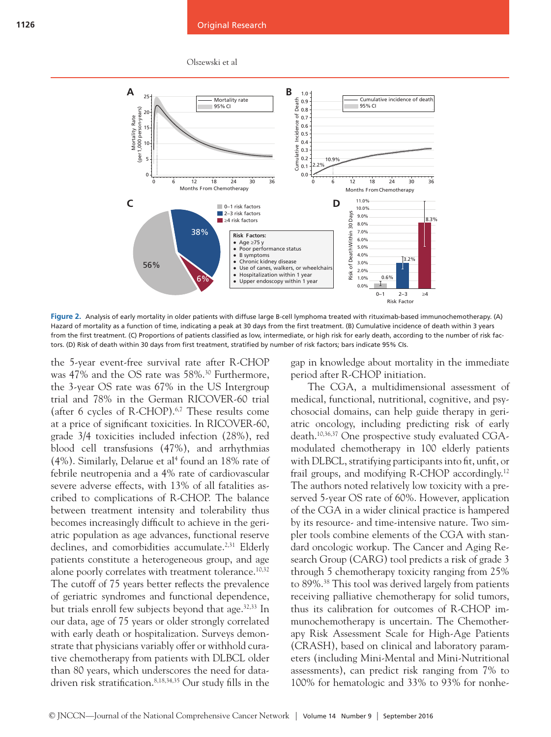**Figure 2.** Analysis of early mortality in older patients with diffuse large B-cell lymphoma treated with rituximab-based immunochemotherapy. (A) Hazard of mortality as a function of time, indicating a peak at 30 days from the first treatment. (B) Cumulative incidence of death within 3 years from the first treatment. (C) Proportions of patients classified as low, intermediate, or high risk for early death, according to the number of risk factors. (D) Risk of death within 30 days from first treatment, stratified by number of risk factors; bars indicate 95% CIs.

the 5-year event-free survival rate after R-CHOP was 47% and the OS rate was 58%.[30] Furthermore, the 3-year OS rate was 67% in the US Intergroup trial and 78% in the German RICOVER-60 trial (after 6 cycles of R-CHOP).[6,7] These results come at a price of significant toxicities. In RICOVER-60, grade 3/4 toxicities included infection (28%), red blood cell transfusions (47%), and arrhythmias (4%). Similarly, Delarue et al[4] found an 18% rate of febrile neutropenia and a 4% rate of cardiovascular severe adverse effects, with 13% of all fatalities ascribed to complications of R-CHOP. The balance between treatment intensity and tolerability thus becomes increasingly difficult to achieve in the geriatric population as age advances, functional reserve declines, and comorbidities accumulate.[2,31] Elderly patients constitute a heterogeneous group, and age alone poorly correlates with treatment tolerance.[10,32] The cutoff of 75 years better reflects the prevalence of geriatric syndromes and functional dependence, but trials enroll few subjects beyond that age.[32,33] In our data, age of 75 years or older strongly correlated with early death or hospitalization. Surveys demonstrate that physicians variably offer or withhold curative chemotherapy from patients with DLBCL older than 80 years, which underscores the need for data-driven risk stratification.[8,18,34,35] Our study fills in the gap in knowledge about mortality in the immediate period after R-CHOP initiation.

The CGA, a multidimensional assessment of medical, functional, nutritional, cognitive, and psychosocial domains, can help guide therapy in geriatric oncology, including predicting risk of early death.[10,36,37] One prospective study evaluated CGA-modulated chemotherapy in 100 elderly patients with DLBCL, stratifying participants into fit, unfit, or frail groups, and modifying R-CHOP accordingly.[12] The authors noted relatively low toxicity with a preserved 5-year OS rate of 60%. However, application of the CGA in a wider clinical practice is hampered by its resource- and time-intensive nature. Two simpler tools combine elements of the CGA with standard oncologic workup. The Cancer and Aging Research Group (CARG) tool predicts a risk of grade 3 through 5 chemotherapy toxicity ranging from 25% to 89%.[38] This tool was derived largely from patients receiving palliative chemotherapy for solid tumors, thus its calibration for outcomes of R-CHOP immunochemotherapy is uncertain. The Chemotherapy Risk Assessment Scale for High-Age Patients (CRASH), based on clinical and laboratory parameters (including Mini-Mental and Mini-Nutritional assessments), can predict risk ranging from 7% to 100% for hematologic and 33% to 93% for nonhe-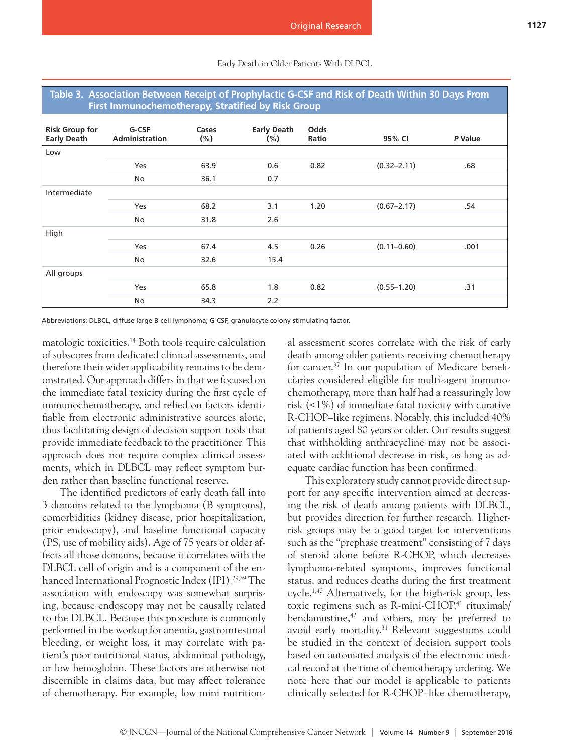**Table 3. Association Between Receipt of Prophylactic G-CSF and Risk of Death Within 30 Days From First Immunochemotherapy, Stratified by Risk Group**

| Risk Group for Early Death | G-CSF Administration | Cases (%) | Early Death (%) | Odds Ratio | 95% CI | *P* Value |
|---|---|---|---|---|---|---|
| Low | | | | | | |
| | Yes | 63.9 | 0.6 | 0.82 | (0.32–2.11) | .68 |
| | No | 36.1 | 0.7 | | | |
| Intermediate | | | | | | |
| | Yes | 68.2 | 3.1 | 1.20 | (0.67–2.17) | .54 |
| | No | 31.8 | 2.6 | | | |
| High | | | | | | |
| | Yes | 67.4 | 4.5 | 0.26 | (0.11–0.60) | .001 |
| | No | 32.6 | 15.4 | | | |
| All groups | | | | | | |
| | Yes | 65.8 | 1.8 | 0.82 | (0.55–1.20) | .31 |
| | No | 34.3 | 2.2 | | | |

Abbreviations: DLBCL, diffuse large B-cell lymphoma; G-CSF, granulocyte colony-stimulating factor.

matologic toxicities.[14] Both tools require calculation of subscores from dedicated clinical assessments, and therefore their wider applicability remains to be demonstrated. Our approach differs in that we focused on the immediate fatal toxicity during the first cycle of immunochemotherapy, and relied on factors identifiable from electronic administrative sources alone, thus facilitating design of decision support tools that provide immediate feedback to the practitioner. This approach does not require complex clinical assessments, which in DLBCL may reflect symptom burden rather than baseline functional reserve.

The identified predictors of early death fall into 3 domains related to the lymphoma (B symptoms), comorbidities (kidney disease, prior hospitalization, prior endoscopy), and baseline functional capacity (PS, use of mobility aids). Age of 75 years or older affects all those domains, because it correlates with the DLBCL cell of origin and is a component of the enhanced International Prognostic Index (IPI).[29,39] The association with endoscopy was somewhat surprising, because endoscopy may not be causally related to the DLBCL. Because this procedure is commonly performed in the workup for anemia, gastrointestinal bleeding, or weight loss, it may correlate with patient's poor nutritional status, abdominal pathology, or low hemoglobin. These factors are otherwise not discernible in claims data, but may affect tolerance of chemotherapy. For example, low mini nutritional assessment scores correlate with the risk of early death among older patients receiving chemotherapy for cancer.[37] In our population of Medicare beneficiaries considered eligible for multi-agent immunochemotherapy, more than half had a reassuringly low risk (<1%) of immediate fatal toxicity with curative R-CHOP–like regimens. Notably, this included 40% of patients aged 80 years or older. Our results suggest that withholding anthracycline may not be associated with additional decrease in risk, as long as adequate cardiac function has been confirmed.

This exploratory study cannot provide direct support for any specific intervention aimed at decreasing the risk of death among patients with DLBCL, but provides direction for further research. Higher-risk groups may be a good target for interventions such as the "prephase treatment" consisting of 7 days of steroid alone before R-CHOP, which decreases lymphoma-related symptoms, improves functional status, and reduces deaths during the first treatment cycle.[1,40] Alternatively, for the high-risk group, less toxic regimens such as R-mini-CHOP,[41] rituximab/bendamustine,[42] and others, may be preferred to avoid early mortality.[31] Relevant suggestions could be studied in the context of decision support tools based on automated analysis of the electronic medical record at the time of chemotherapy ordering. We note here that our model is applicable to patients clinically selected for R-CHOP–like chemotherapy,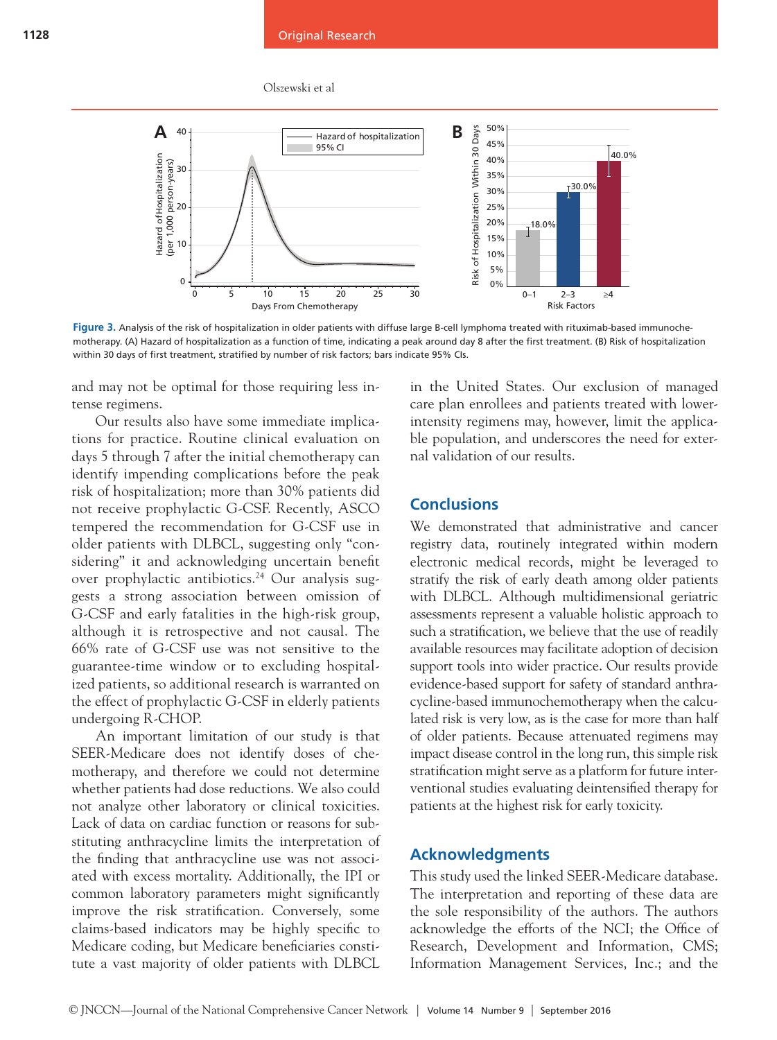A

Hazard of Hospitalization (per 1,000 person-years)

Hazard of hospitalization

95% CI

40

30

20

10

0

0 5 10 15 20 25 30

Days From Chemotherapy

B

Risk of Hospitalization Within 30 Days

50%

45%

40%

35%

30%

25%

20%

15%

10%

5%

0%

18.0%

30.0%

40.0%

0–1 2–3 ≥4

Risk Factors

**Figure 3.** Analysis of the risk of hospitalization in older patients with diffuse large B-cell lymphoma treated with rituximab-based immunochemotherapy. (A) Hazard of hospitalization as a function of time, indicating a peak around day 8 after the first treatment. (B) Risk of hospitalization within 30 days of first treatment, stratified by number of risk factors; bars indicate 95% CIs.

and may not be optimal for those requiring less intense regimens.

Our results also have some immediate implications for practice. Routine clinical evaluation on days 5 through 7 after the initial chemotherapy can identify impending complications before the peak risk of hospitalization; more than 30% patients did not receive prophylactic G-CSF. Recently, ASCO tempered the recommendation for G-CSF use in older patients with DLBCL, suggesting only "considering" it and acknowledging uncertain benefit over prophylactic antibiotics.[24] Our analysis suggests a strong association between omission of G-CSF and early fatalities in the high-risk group, although it is retrospective and not causal. The 66% rate of G-CSF use was not sensitive to the guarantee-time window or to excluding hospitalized patients, so additional research is warranted on the effect of prophylactic G-CSF in elderly patients undergoing R-CHOP.

An important limitation of our study is that SEER-Medicare does not identify doses of chemotherapy, and therefore we could not determine whether patients had dose reductions. We also could not analyze other laboratory or clinical toxicities. Lack of data on cardiac function or reasons for substituting anthracycline limits the interpretation of the finding that anthracycline use was not associated with excess mortality. Additionally, the IPI or common laboratory parameters might significantly improve the risk stratification. Conversely, some claims-based indicators may be highly specific to Medicare coding, but Medicare beneficiaries constitute a vast majority of older patients with DLBCL in the United States. Our exclusion of managed care plan enrollees and patients treated with lower-intensity regimens may, however, limit the applicable population, and underscores the need for external validation of our results.

## Conclusions

We demonstrated that administrative and cancer registry data, routinely integrated within modern electronic medical records, might be leveraged to stratify the risk of early death among older patients with DLBCL. Although multidimensional geriatric assessments represent a valuable holistic approach to such a stratification, we believe that the use of readily available resources may facilitate adoption of decision support tools into wider practice. Our results provide evidence-based support for safety of standard anthracycline-based immunochemotherapy when the calculated risk is very low, as is the case for more than half of older patients. Because attenuated regimens may impact disease control in the long run, this simple risk stratification might serve as a platform for future interventional studies evaluating deintensified therapy for patients at the highest risk for early toxicity.

## Acknowledgments

This study used the linked SEER-Medicare database. The interpretation and reporting of these data are the sole responsibility of the authors. The authors acknowledge the efforts of the NCI; the Office of Research, Development and Information, CMS; Information Management Services, Inc.; and the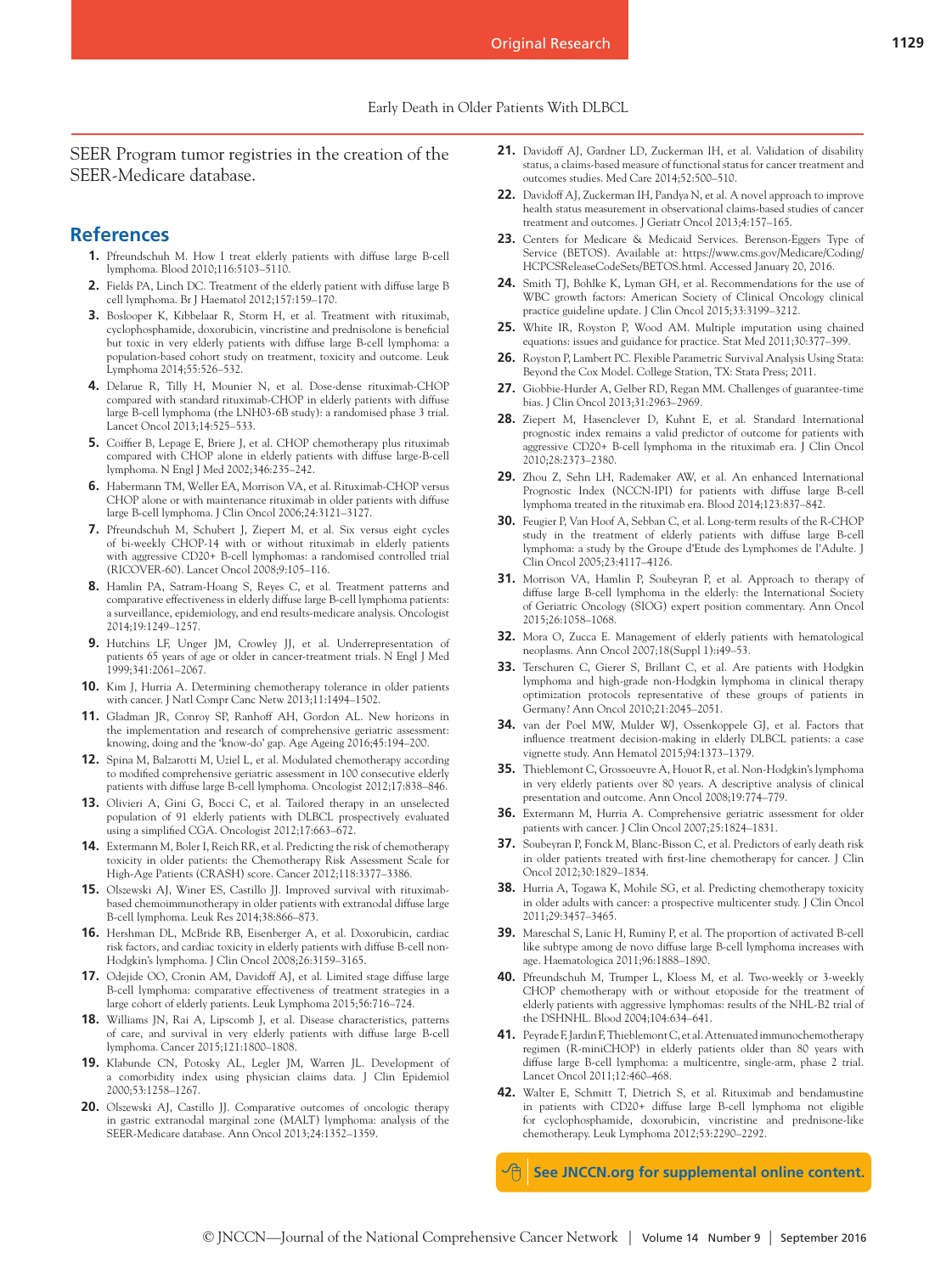SEER Program tumor registries in the creation of the SEER-Medicare database.

## References

1. Pfreundschuh M. How I treat elderly patients with diffuse large B-cell lymphoma. Blood 2010;116:5103–5110.
2. Fields PA, Linch DC. Treatment of the elderly patient with diffuse large B cell lymphoma. Br J Haematol 2012;157:159–170.
3. Boslooper K, Kibbelaar R, Storm H, et al. Treatment with rituximab, cyclophosphamide, doxorubicin, vincristine and prednisolone is beneficial but toxic in very elderly patients with diffuse large B-cell lymphoma: a population-based cohort study on treatment, toxicity and outcome. Leuk Lymphoma 2014;55:526–532.
4. Delarue R, Tilly H, Mounier N, et al. Dose-dense rituximab-CHOP compared with standard rituximab-CHOP in elderly patients with diffuse large B-cell lymphoma (the LNH03-6B study): a randomised phase 3 trial. Lancet Oncol 2013;14:525–533.
5. Coiffier B, Lepage E, Briere J, et al. CHOP chemotherapy plus rituximab compared with CHOP alone in elderly patients with diffuse large-B-cell lymphoma. N Engl J Med 2002;346:235–242.
6. Habermann TM, Weller EA, Morrison VA, et al. Rituximab-CHOP versus CHOP alone or with maintenance rituximab in older patients with diffuse large B-cell lymphoma. J Clin Oncol 2006;24:3121–3127.
7. Pfreundschuh M, Schubert J, Ziepert M, et al. Six versus eight cycles of bi-weekly CHOP-14 with or without rituximab in elderly patients with aggressive CD20+ B-cell lymphomas: a randomised controlled trial (RICOVER-60). Lancet Oncol 2008;9:105–116.
8. Hamlin PA, Satram-Hoang S, Reyes C, et al. Treatment patterns and comparative effectiveness in elderly diffuse large B-cell lymphoma patients: a surveillance, epidemiology, and end results-medicare analysis. Oncologist 2014;19:1249–1257.
9. Hutchins LF, Unger JM, Crowley JJ, et al. Underrepresentation of patients 65 years of age or older in cancer-treatment trials. N Engl J Med 1999;341:2061–2067.
10. Kim J, Hurria A. Determining chemotherapy tolerance in older patients with cancer. J Natl Compr Canc Netw 2013;11:1494–1502.
11. Gladman JR, Conroy SP, Ranhoff AH, Gordon AL. New horizons in the implementation and research of comprehensive geriatric assessment: knowing, doing and the 'know-do' gap. Age Ageing 2016;45:194–200.
12. Spina M, Balzarotti M, Uziel L, et al. Modulated chemotherapy according to modified comprehensive geriatric assessment in 100 consecutive elderly patients with diffuse large B-cell lymphoma. Oncologist 2012;17:838–846.
13. Olivieri A, Gini G, Bocci C, et al. Tailored therapy in an unselected population of 91 elderly patients with DLBCL prospectively evaluated using a simplified CGA. Oncologist 2012;17:663–672.
14. Extermann M, Boler I, Reich RR, et al. Predicting the risk of chemotherapy toxicity in older patients: the Chemotherapy Risk Assessment Scale for High-Age Patients (CRASH) score. Cancer 2012;118:3377–3386.
15. Olszewski AJ, Winer ES, Castillo JJ. Improved survival with rituximab-based chemoimmunotherapy in older patients with extranodal diffuse large B-cell lymphoma. Leuk Res 2014;38:866–873.
16. Hershman DL, McBride RB, Eisenberger A, et al. Doxorubicin, cardiac risk factors, and cardiac toxicity in elderly patients with diffuse B-cell non-Hodgkin's lymphoma. J Clin Oncol 2008;26:3159–3165.
17. Odejide OO, Cronin AM, Davidoff AJ, et al. Limited stage diffuse large B-cell lymphoma: comparative effectiveness of treatment strategies in a large cohort of elderly patients. Leuk Lymphoma 2015;56:716–724.
18. Williams JN, Rai A, Lipscomb J, et al. Disease characteristics, patterns of care, and survival in very elderly patients with diffuse large B-cell lymphoma. Cancer 2015;121:1800–1808.
19. Klabunde CN, Potosky AL, Legler JM, Warren JL. Development of a comorbidity index using physician claims data. J Clin Epidemiol 2000;53:1258–1267.
20. Olszewski AJ, Castillo JJ. Comparative outcomes of oncologic therapy in gastric extranodal marginal zone (MALT) lymphoma: analysis of the SEER-Medicare database. Ann Oncol 2013;24:1352–1359.
21. Davidoff AJ, Gardner LD, Zuckerman IH, et al. Validation of disability status, a claims-based measure of functional status for cancer treatment and outcomes studies. Med Care 2014;52:500–510.
22. Davidoff AJ, Zuckerman IH, Pandya N, et al. A novel approach to improve health status measurement in observational claims-based studies of cancer treatment and outcomes. J Geriatr Oncol 2013;4:157–165.
23. Centers for Medicare & Medicaid Services. Berenson-Eggers Type of Service (BETOS). Available at: https://www.cms.gov/Medicare/Coding/HCPCSReleaseCodeSets/BETOS.html. Accessed January 20, 2016.
24. Smith TJ, Bohlke K, Lyman GH, et al. Recommendations for the use of WBC growth factors: American Society of Clinical Oncology clinical practice guideline update. J Clin Oncol 2015;33:3199–3212.
25. White IR, Royston P, Wood AM. Multiple imputation using chained equations: issues and guidance for practice. Stat Med 2011;30:377–399.
26. Royston P, Lambert PC. Flexible Parametric Survival Analysis Using Stata: Beyond the Cox Model. College Station, TX: Stata Press; 2011.
27. Giobbie-Hurder A, Gelber RD, Regan MM. Challenges of guarantee-time bias. J Clin Oncol 2013;31:2963–2969.
28. Ziepert M, Hasenclever D, Kuhnt E, et al. Standard International prognostic index remains a valid predictor of outcome for patients with aggressive CD20+ B-cell lymphoma in the rituximab era. J Clin Oncol 2010;28:2373–2380.
29. Zhou Z, Sehn LH, Rademaker AW, et al. An enhanced International Prognostic Index (NCCN-IPI) for patients with diffuse large B-cell lymphoma treated in the rituximab era. Blood 2014;123:837–842.
30. Feugier P, Van Hoof A, Sebban C, et al. Long-term results of the R-CHOP study in the treatment of elderly patients with diffuse large B-cell lymphoma: a study by the Groupe d'Etude des Lymphomes de l'Adulte. J Clin Oncol 2005;23:4117–4126.
31. Morrison VA, Hamlin P, Soubeyran P, et al. Approach to therapy of diffuse large B-cell lymphoma in the elderly: the International Society of Geriatric Oncology (SIOG) expert position commentary. Ann Oncol 2015;26:1058–1068.
32. Mora O, Zucca E. Management of elderly patients with hematological neoplasms. Ann Oncol 2007;18(Suppl 1):i49–53.
33. Terschuren C, Gierer S, Brillant C, et al. Are patients with Hodgkin lymphoma and high-grade non-Hodgkin lymphoma in clinical therapy optimization protocols representative of these groups of patients in Germany? Ann Oncol 2010;21:2045–2051.
34. van der Poel MW, Mulder WJ, Ossenkoppele GJ, et al. Factors that influence treatment decision-making in elderly DLBCL patients: a case vignette study. Ann Hematol 2015;94:1373–1379.
35. Thieblemont C, Grossoeuvre A, Houot R, et al. Non-Hodgkin's lymphoma in very elderly patients over 80 years. A descriptive analysis of clinical presentation and outcome. Ann Oncol 2008;19:774–779.
36. Extermann M, Hurria A. Comprehensive geriatric assessment for older patients with cancer. J Clin Oncol 2007;25:1824–1831.
37. Soubeyran P, Fonck M, Blanc-Bisson C, et al. Predictors of early death risk in older patients treated with first-line chemotherapy for cancer. J Clin Oncol 2012;30:1829–1834.
38. Hurria A, Togawa K, Mohile SG, et al. Predicting chemotherapy toxicity in older adults with cancer: a prospective multicenter study. J Clin Oncol 2011;29:3457–3465.
39. Mareschal S, Lanic H, Ruminy P, et al. The proportion of activated B-cell like subtype among de novo diffuse large B-cell lymphoma increases with age. Haematologica 2011;96:1888–1890.
40. Pfreundschuh M, Trumper L, Kloess M, et al. Two-weekly or 3-weekly CHOP chemotherapy with or without etoposide for the treatment of elderly patients with aggressive lymphomas: results of the NHL-B2 trial of the DSHNHL. Blood 2004;104:634–641.
41. Peyrade F, Jardin F, Thieblemont C, et al. Attenuated immunochemotherapy regimen (R-miniCHOP) in elderly patients older than 80 years with diffuse large B-cell lymphoma: a multicentre, single-arm, phase 2 trial. Lancet Oncol 2011;12:460–468.
42. Walter E, Schmitt T, Dietrich S, et al. Rituximab and bendamustine in patients with CD20+ diffuse large B-cell lymphoma not eligible for cyclophosphamide, doxorubicin, vincristine and prednisone-like chemotherapy. Leuk Lymphoma 2012;53:2290–2292.

**See JNCCN.org for supplemental online content.**